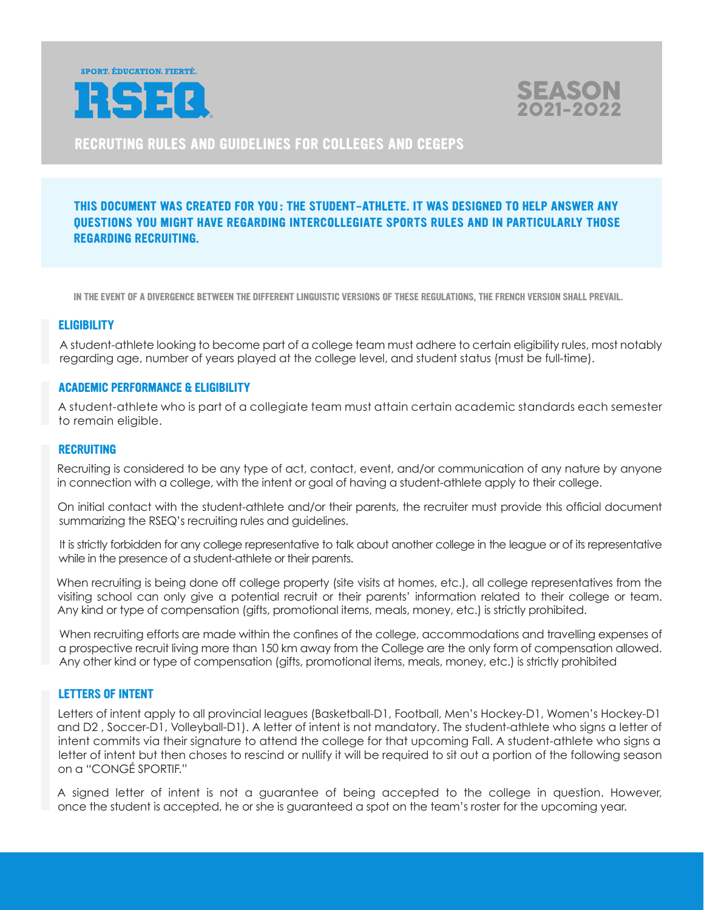SPORT. ÉDUCATION. FIERTÉ.

# RSEQ

## SEASON 2021-2022

## RECRUTING RULES AND GUIDELINES FOR COLLEGES AND CEGEPS

**THIS DOCUMENT WAS CREATED FOR YOU : THE STUDENT–ATHLETE. IT WAS DESIGNED TO HELP ANSWER ANY QUESTIONS YOU MIGHT HAVE REGARDING INTERCOLLEGIATE SPORTS RULES AND IN PARTICULARLY THOSE REGARDING RECRUITING.**

**IN THE EVENT OF A DIVERGENCE BETWEEN THE DIFFERENT LINGUISTIC VERSIONS OF THESE REGULATIONS, THE FRENCH VERSION SHALL PREVAIL.**

### ELIGIBILITY

A student-athlete looking to become part of a college team must adhere to certain eligibility rules, most notably regarding age, number of years played at the college level, and student status (must be full-time).

### ACADEMIC PERFORMANCE & ELIGIBILITY

A student-athlete who is part of a collegiate team must attain certain academic standards each semester to remain eligible.

### RECRUITING

Recruiting is considered to be any type of act, contact, event, and/or communication of any nature by anyone in connection with a college, with the intent or goal of having a student-athlete apply to their college.

On initial contact with the student-athlete and/or their parents, the recruiter must provide this official document summarizing the RSEQ's recruiting rules and guidelines.

It is strictly forbidden for any college representative to talk about another college in the league or of its representative while in the presence of a student-athlete or their parents.

When recruiting is being done off college property (site visits at homes, etc.), all college representatives from the visiting school can only give a potential recruit or their parents' information related to their college or team. Any kind or type of compensation (gifts, promotional items, meals, money, etc.) is strictly prohibited.

When recruiting efforts are made within the confines of the college, accommodations and travelling expenses of a prospective recruit living more than 150 km away from the College are the only form of compensation allowed. Any other kind or type of compensation (gifts, promotional items, meals, money, etc.) is strictly prohibited

### LETTERS OF INTENT

Letters of intent apply to all provincial leagues (Basketball-D1, Football, Men's Hockey-D1, Women's Hockey-D1 and D2 , Soccer-D1, Volleyball-D1). A letter of intent is not mandatory. The student-athlete who signs a letter of intent commits via their signature to attend the college for that upcoming Fall. A student-athlete who signs a letter of intent but then choses to rescind or nullify it will be required to sit out a portion of the following season on a "CONGÉ SPORTIF."

A signed letter of intent is not a guarantee of being accepted to the college in question. However, once the student is accepted, he or she is guaranteed a spot on the team's roster for the upcoming year.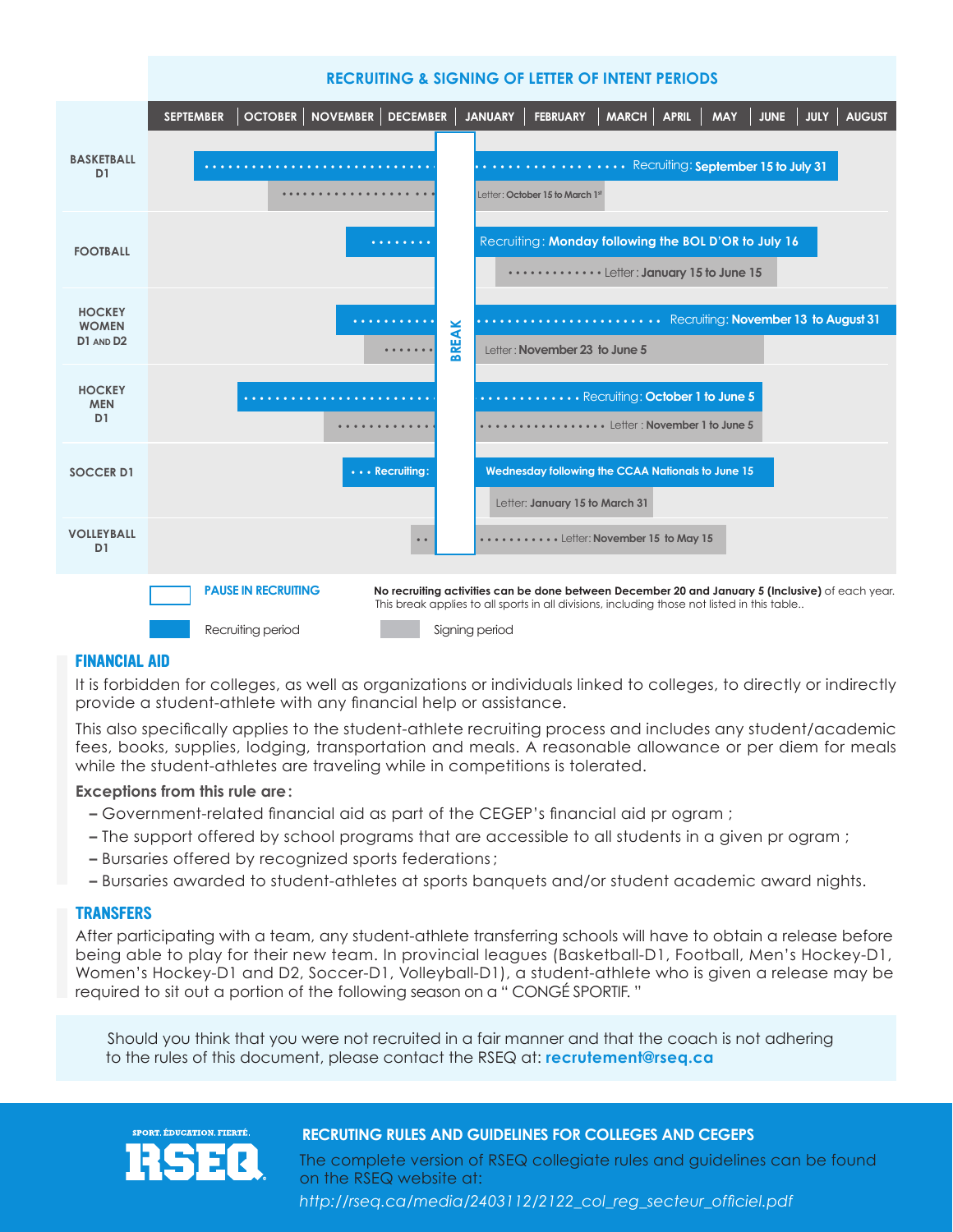## RECRUITING & SIGNING OF LETTER OF INTENT PERIODS

SEPTEMBER | OCTOBER | NOVEMBER | DECEMBER | JANUARY | FEBRUARY | MARCH | APRIL | MAY | JUNE | JULY | AUGUST

BREAK

BASKETBALL D1
Recruiting: September 15 to July 31
Letter: October 15 to March 1st

FOOTBALL
Recruiting: Monday following the BOL D'OR to July 16
Letter: January 15 to June 15

HOCKEY WOMEN D1 AND D2
Recruiting: November 13 to August 31
Letter: November 23 to June 5

HOCKEY MEN D1
Recruiting: October 1 to June 5
Letter: November 1 to June 5

SOCCER D1
Recruiting: Wednesday following the CCAA Nationals to June 15
Letter: January 15 to March 31

VOLLEYBALL D1
Letter: November 15 to May 15

PAUSE IN RECRUITING

**No recruiting activities can be done between December 20 and January 5 (Inclusive)** of each year. This break applies to all sports in all divisions, including those not listed in this table..

Recruiting period

Signing period

## FINANCIAL AID

It is forbidden for colleges, as well as organizations or individuals linked to colleges, to directly or indirectly provide a student-athlete with any financial help or assistance.

This also specifically applies to the student-athlete recruiting process and includes any student/academic fees, books, supplies, lodging, transportation and meals. A reasonable allowance or per diem for meals while the student-athletes are traveling while in competitions is tolerated.

**Exceptions from this rule are:**

- Government-related financial aid as part of the CEGEP's financial aid program;
- The support offered by school programs that are accessible to all students in a given program;
- Bursaries offered by recognized sports federations;
- Bursaries awarded to student-athletes at sports banquets and/or student academic award nights.

## TRANSFERS

After participating with a team, any student-athlete transferring schools will have to obtain a release before being able to play for their new team. In provincial leagues (Basketball-D1, Football, Men's Hockey-D1, Women's Hockey-D1 and D2, Soccer-D1, Volleyball-D1), a student-athlete who is given a release may be required to sit out a portion of the following season on a " CONGÉ SPORTIF. "

Should you think that you were not recruited in a fair manner and that the coach is not adhering to the rules of this document, please contact the RSEQ at: **recrutement@rseq.ca**

SPORT. ÉDUCATION. FIERTÉ.
RSEQ

### RECRUTING RULES AND GUIDELINES FOR COLLEGES AND CEGEPS

The complete version of RSEQ collegiate rules and guidelines can be found on the RSEQ website at:

*http://rseq.ca/media/2403112/2122_col_reg_secteur_officiel.pdf*